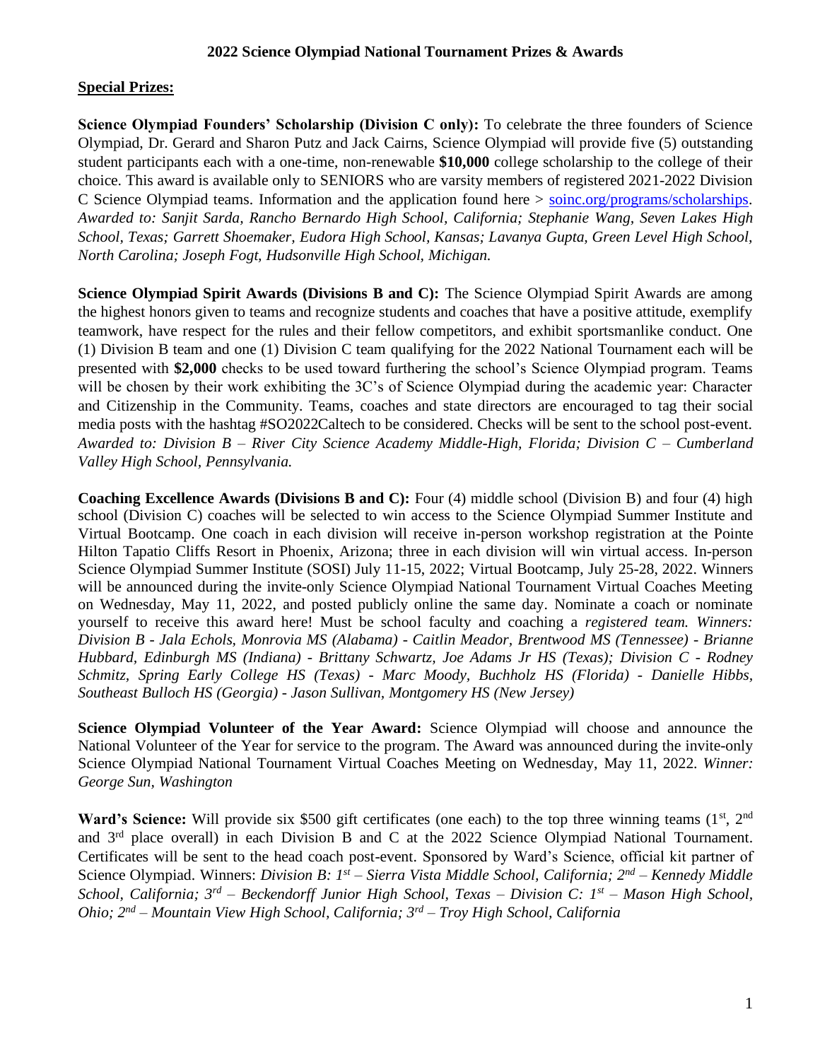# 2022 Science Olympiad National Tournament Prizes & Awards

## Special Prizes:

**Science Olympiad Founders' Scholarship (Division C only):** To celebrate the three founders of Science Olympiad, Dr. Gerard and Sharon Putz and Jack Cairns, Science Olympiad will provide five (5) outstanding student participants each with a one-time, non-renewable **$10,000** college scholarship to the college of their choice. This award is available only to SENIORS who are varsity members of registered 2021-2022 Division C Science Olympiad teams. Information and the application found here > soinc.org/programs/scholarships. *Awarded to: Sanjit Sarda, Rancho Bernardo High School, California; Stephanie Wang, Seven Lakes High School, Texas; Garrett Shoemaker, Eudora High School, Kansas; Lavanya Gupta, Green Level High School, North Carolina; Joseph Fogt, Hudsonville High School, Michigan.*

**Science Olympiad Spirit Awards (Divisions B and C):** The Science Olympiad Spirit Awards are among the highest honors given to teams and recognize students and coaches that have a positive attitude, exemplify teamwork, have respect for the rules and their fellow competitors, and exhibit sportsmanlike conduct. One (1) Division B team and one (1) Division C team qualifying for the 2022 National Tournament each will be presented with **$2,000** checks to be used toward furthering the school's Science Olympiad program. Teams will be chosen by their work exhibiting the 3C's of Science Olympiad during the academic year: Character and Citizenship in the Community. Teams, coaches and state directors are encouraged to tag their social media posts with the hashtag #SO2022Caltech to be considered. Checks will be sent to the school post-event. *Awarded to: Division B – River City Science Academy Middle-High, Florida; Division C – Cumberland Valley High School, Pennsylvania.*

**Coaching Excellence Awards (Divisions B and C):** Four (4) middle school (Division B) and four (4) high school (Division C) coaches will be selected to win access to the Science Olympiad Summer Institute and Virtual Bootcamp. One coach in each division will receive in-person workshop registration at the Pointe Hilton Tapatio Cliffs Resort in Phoenix, Arizona; three in each division will win virtual access. In-person Science Olympiad Summer Institute (SOSI) July 11-15, 2022; Virtual Bootcamp, July 25-28, 2022. Winners will be announced during the invite-only Science Olympiad National Tournament Virtual Coaches Meeting on Wednesday, May 11, 2022, and posted publicly online the same day. Nominate a coach or nominate yourself to receive this award here! Must be school faculty and coaching a *registered team. Winners: Division B - Jala Echols, Monrovia MS (Alabama) - Caitlin Meador, Brentwood MS (Tennessee) - Brianne Hubbard, Edinburgh MS (Indiana) - Brittany Schwartz, Joe Adams Jr HS (Texas); Division C - Rodney Schmitz, Spring Early College HS (Texas) - Marc Moody, Buchholz HS (Florida) - Danielle Hibbs, Southeast Bulloch HS (Georgia) - Jason Sullivan, Montgomery HS (New Jersey)*

**Science Olympiad Volunteer of the Year Award:** Science Olympiad will choose and announce the National Volunteer of the Year for service to the program. The Award was announced during the invite-only Science Olympiad National Tournament Virtual Coaches Meeting on Wednesday, May 11, 2022. *Winner: George Sun, Washington*

**Ward's Science:** Will provide six $500 gift certificates (one each) to the top three winning teams (1st, 2nd and 3rd place overall) in each Division B and C at the 2022 Science Olympiad National Tournament. Certificates will be sent to the head coach post-event. Sponsored by Ward's Science, official kit partner of Science Olympiad. Winners: *Division B: 1st – Sierra Vista Middle School, California; 2nd – Kennedy Middle School, California; 3rd – Beckendorff Junior High School, Texas – Division C: 1st – Mason High School, Ohio; 2nd – Mountain View High School, California; 3rd – Troy High School, California*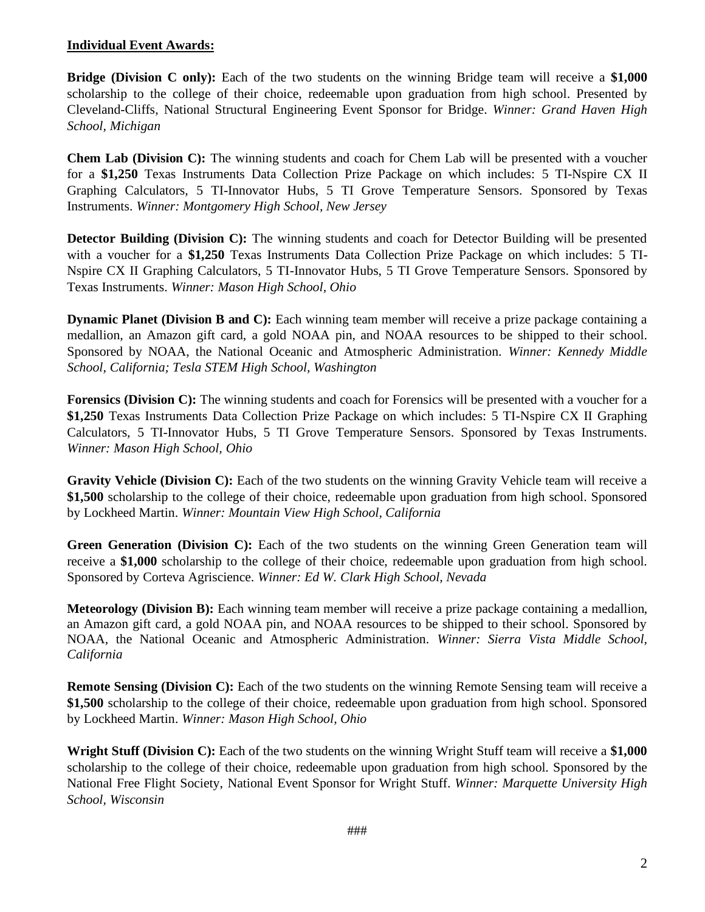**Individual Event Awards:**

**Bridge (Division C only):** Each of the two students on the winning Bridge team will receive a **$1,000** scholarship to the college of their choice, redeemable upon graduation from high school. Presented by Cleveland-Cliffs, National Structural Engineering Event Sponsor for Bridge. *Winner: Grand Haven High School, Michigan*

**Chem Lab (Division C):** The winning students and coach for Chem Lab will be presented with a voucher for a **$1,250** Texas Instruments Data Collection Prize Package on which includes: 5 TI-Nspire CX II Graphing Calculators, 5 TI-Innovator Hubs, 5 TI Grove Temperature Sensors. Sponsored by Texas Instruments. *Winner: Montgomery High School, New Jersey*

**Detector Building (Division C):** The winning students and coach for Detector Building will be presented with a voucher for a **$1,250** Texas Instruments Data Collection Prize Package on which includes: 5 TI-Nspire CX II Graphing Calculators, 5 TI-Innovator Hubs, 5 TI Grove Temperature Sensors. Sponsored by Texas Instruments. *Winner: Mason High School, Ohio*

**Dynamic Planet (Division B and C):** Each winning team member will receive a prize package containing a medallion, an Amazon gift card, a gold NOAA pin, and NOAA resources to be shipped to their school. Sponsored by NOAA, the National Oceanic and Atmospheric Administration. *Winner: Kennedy Middle School, California; Tesla STEM High School, Washington*

**Forensics (Division C):** The winning students and coach for Forensics will be presented with a voucher for a **$1,250** Texas Instruments Data Collection Prize Package on which includes: 5 TI-Nspire CX II Graphing Calculators, 5 TI-Innovator Hubs, 5 TI Grove Temperature Sensors. Sponsored by Texas Instruments. *Winner: Mason High School, Ohio*

**Gravity Vehicle (Division C):** Each of the two students on the winning Gravity Vehicle team will receive a **$1,500** scholarship to the college of their choice, redeemable upon graduation from high school. Sponsored by Lockheed Martin. *Winner: Mountain View High School, California*

**Green Generation (Division C):** Each of the two students on the winning Green Generation team will receive a **$1,000** scholarship to the college of their choice, redeemable upon graduation from high school. Sponsored by Corteva Agriscience. *Winner: Ed W. Clark High School, Nevada*

**Meteorology (Division B):** Each winning team member will receive a prize package containing a medallion, an Amazon gift card, a gold NOAA pin, and NOAA resources to be shipped to their school. Sponsored by NOAA, the National Oceanic and Atmospheric Administration. *Winner: Sierra Vista Middle School, California*

**Remote Sensing (Division C):** Each of the two students on the winning Remote Sensing team will receive a **$1,500** scholarship to the college of their choice, redeemable upon graduation from high school. Sponsored by Lockheed Martin. *Winner: Mason High School, Ohio*

**Wright Stuff (Division C):** Each of the two students on the winning Wright Stuff team will receive a **$1,000** scholarship to the college of their choice, redeemable upon graduation from high school. Sponsored by the National Free Flight Society, National Event Sponsor for Wright Stuff. *Winner: Marquette University High School, Wisconsin*

###